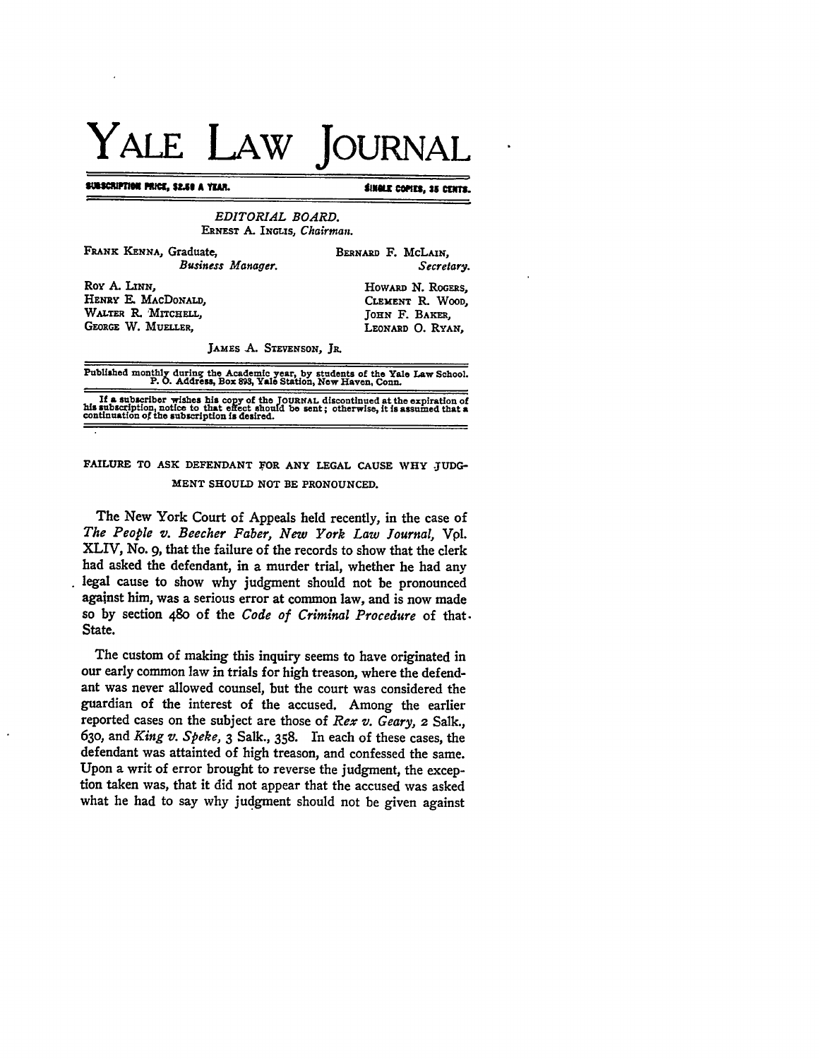# YALE LAW JOURNAL

SUBSCRIPTION PRICE, $2.50 A YEAR. SINGLE COPIES, 35 CENTS.

EDITORIAL BOARD.
ERNEST A. INGLIS, *Chairman.*

FRANK KENNA, Graduate, *Business Manager.*

BERNARD F. MCLAIN, *Secretary.*

ROY A. LINN,
HENRY E. MACDONALD,
WALTER R. MITCHELL,
GEORGE W. MUELLER,

HOWARD N. ROGERS,
CLEMENT R. WOOD,
JOHN F. BAKER,
LEONARD O. RYAN,

JAMES A. STEVENSON, JR.

Published monthly during the Academic year, by students of the Yale Law School. P. O. Address, Box 893, Yale Station, New Haven, Conn.

If a subscriber wishes his copy of the JOURNAL discontinued at the expiration of his subscription, notice to that effect should be sent; otherwise, it is assumed that a continuation of the subscription is desired.

## FAILURE TO ASK DEFENDANT FOR ANY LEGAL CAUSE WHY JUDGMENT SHOULD NOT BE PRONOUNCED.

The New York Court of Appeals held recently, in the case of *The People v. Beecher Faber, New York Law Journal,* Vol. XLIV, No. 9, that the failure of the records to show that the clerk had asked the defendant, in a murder trial, whether he had any legal cause to show why judgment should not be pronounced against him, was a serious error at common law, and is now made so by section 480 of the *Code of Criminal Procedure* of that State.

The custom of making this inquiry seems to have originated in our early common law in trials for high treason, where the defendant was never allowed counsel, but the court was considered the guardian of the interest of the accused. Among the earlier reported cases on the subject are those of *Rex v. Geary,* 2 Salk., 630, and *King v. Speke,* 3 Salk., 358. In each of these cases, the defendant was attainted of high treason, and confessed the same. Upon a writ of error brought to reverse the judgment, the exception taken was, that it did not appear that the accused was asked what he had to say why judgment should not be given against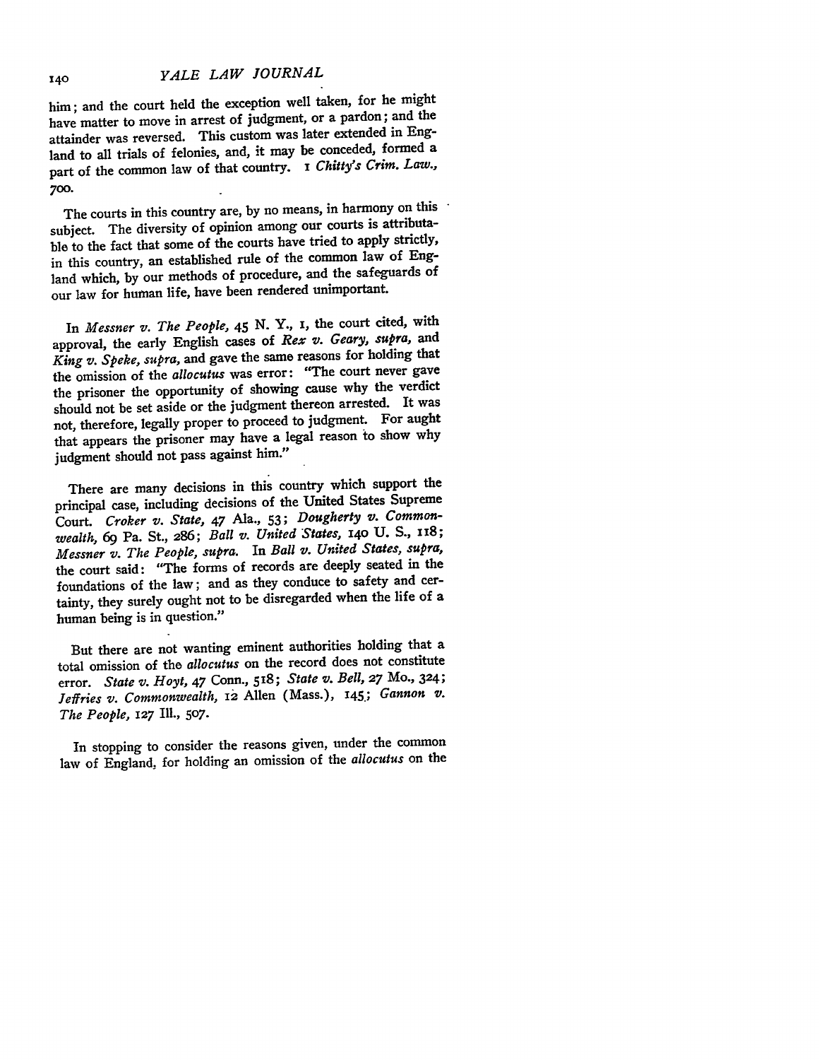him; and the court held the exception well taken, for he might have matter to move in arrest of judgment, or a pardon; and the attainder was reversed. This custom was later extended in England to all trials of felonies, and, it may be conceded, formed a part of the common law of that country. 1 *Chitty's Crim. Law.*, 700.

The courts in this country are, by no means, in harmony on this subject. The diversity of opinion among our courts is attributable to the fact that some of the courts have tried to apply strictly, in this country, an established rule of the common law of England which, by our methods of procedure, and the safeguards of our law for human life, have been rendered unimportant.

In *Messner v. The People,* 45 N. Y., 1, the court cited, with approval, the early English cases of *Rex v. Geary, supra,* and *King v. Speke, supra,* and gave the same reasons for holding that the omission of the *allocutus* was error: "The court never gave the prisoner the opportunity of showing cause why the verdict should not be set aside or the judgment thereon arrested. It was not, therefore, legally proper to proceed to judgment. For aught that appears the prisoner may have a legal reason to show why judgment should not pass against him."

There are many decisions in this country which support the principal case, including decisions of the United States Supreme Court. *Croker v. State,* 47 Ala., 53; *Dougherty v. Commonwealth,* 69 Pa. St., 286; *Ball v. United States,* 140 U. S., 118; *Messner v. The People, supra.* In *Ball v. United States, supra,* the court said: "The forms of records are deeply seated in the foundations of the law; and as they conduce to safety and certainty, they surely ought not to be disregarded when the life of a human being is in question."

But there are not wanting eminent authorities holding that a total omission of the *allocutus* on the record does not constitute error. *State v. Hoyt,* 47 Conn., 518; *State v. Bell,* 27 Mo., 324; *Jeffries v. Commonwealth,* 12 Allen (Mass.), 145; *Gannon v. The People,* 127 Ill., 507.

In stopping to consider the reasons given, under the common law of England, for holding an omission of the *allocutus* on the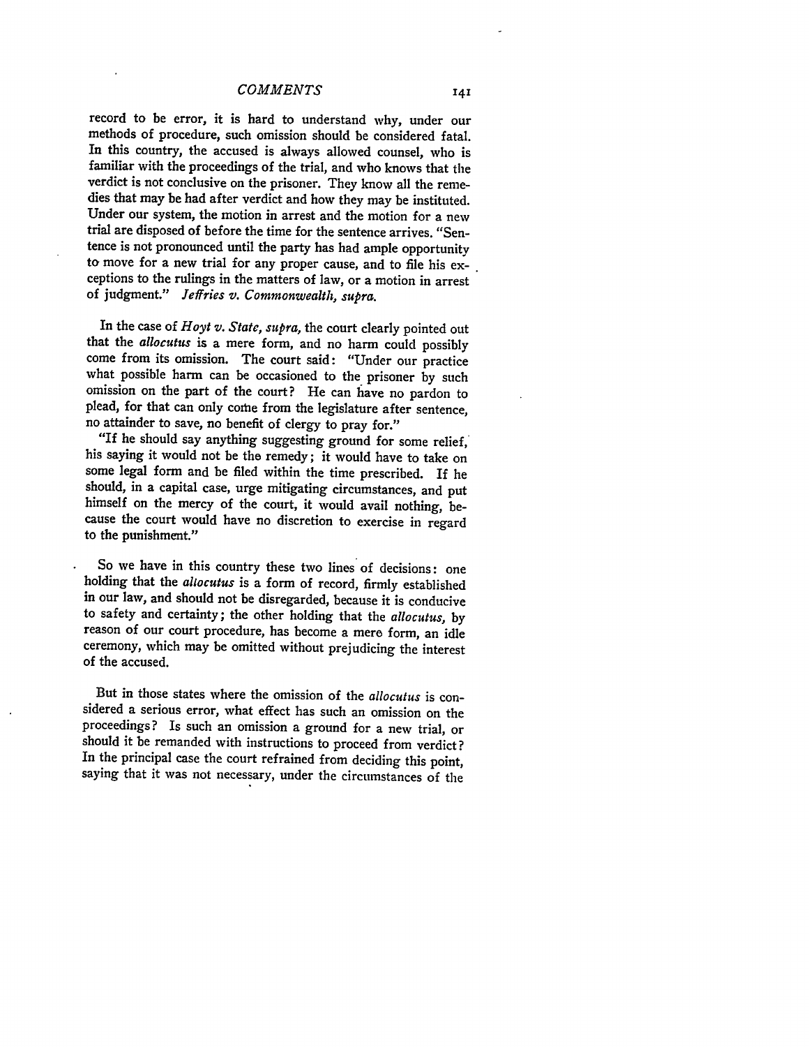record to be error, it is hard to understand why, under our methods of procedure, such omission should be considered fatal. In this country, the accused is always allowed counsel, who is familiar with the proceedings of the trial, and who knows that the verdict is not conclusive on the prisoner. They know all the remedies that may be had after verdict and how they may be instituted. Under our system, the motion in arrest and the motion for a new trial are disposed of before the time for the sentence arrives. "Sentence is not pronounced until the party has had ample opportunity to move for a new trial for any proper cause, and to file his exceptions to the rulings in the matters of law, or a motion in arrest of judgment." *Jeffries v. Commonwealth, supra.*

In the case of *Hoyt v. State, supra,* the court clearly pointed out that the *allocutus* is a mere form, and no harm could possibly come from its omission. The court said: "Under our practice what possible harm can be occasioned to the prisoner by such omission on the part of the court? He can have no pardon to plead, for that can only come from the legislature after sentence, no attainder to save, no benefit of clergy to pray for."

"If he should say anything suggesting ground for some relief, his saying it would not be the remedy; it would have to take on some legal form and be filed within the time prescribed. If he should, in a capital case, urge mitigating circumstances, and put himself on the mercy of the court, it would avail nothing, because the court would have no discretion to exercise in regard to the punishment."

So we have in this country these two lines of decisions: one holding that the *allocutus* is a form of record, firmly established in our law, and should not be disregarded, because it is conducive to safety and certainty; the other holding that the *allocutus,* by reason of our court procedure, has become a mere form, an idle ceremony, which may be omitted without prejudicing the interest of the accused.

But in those states where the omission of the *allocutus* is considered a serious error, what effect has such an omission on the proceedings? Is such an omission a ground for a new trial, or should it be remanded with instructions to proceed from verdict? In the principal case the court refrained from deciding this point, saying that it was not necessary, under the circumstances of the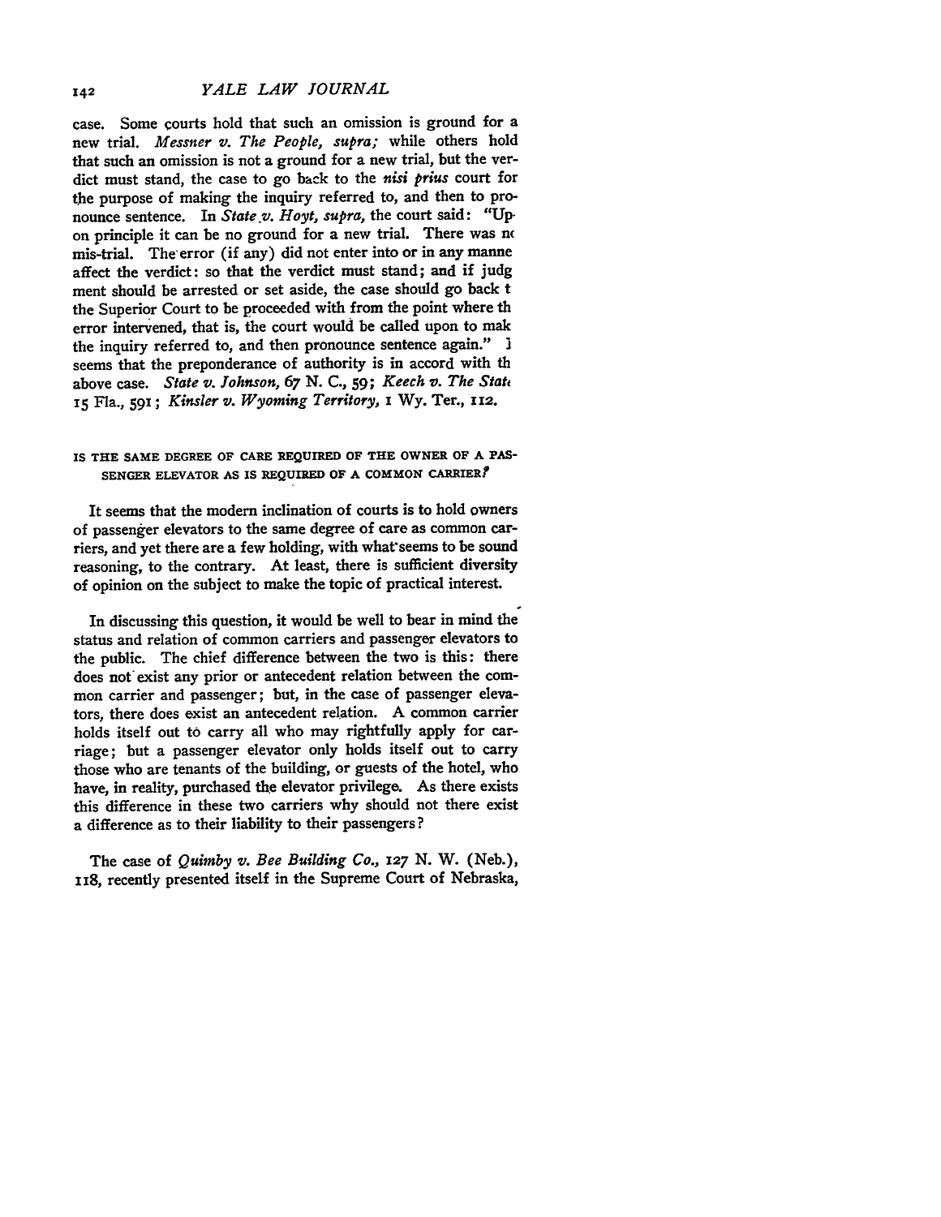case. Some courts hold that such an omission is ground for a new trial. *Messner v. The People, supra;* while others hold that such an omission is not a ground for a new trial, but the verdict must stand, the case to go back to the *nisi prius* court for the purpose of making the inquiry referred to, and then to pronounce sentence. In *State v. Hoyt, supra,* the court said: "Upon principle it can be no ground for a new trial. There was no mis-trial. The error (if any) did not enter into or in any manne affect the verdict: so that the verdict must stand; and if judg ment should be arrested or set aside, the case should go back t the Superior Court to be proceeded with from the point where th error intervened, that is, the court would be called upon to mak the inquiry referred to, and then pronounce sentence again." I seems that the preponderance of authority is in accord with th above case. *State v. Johnson,* 67 N. C., 59; *Keech v. The State* 15 Fla., 591; *Kinsler v. Wyoming Territory,* 1 Wy. Ter., 112.

### IS THE SAME DEGREE OF CARE REQUIRED OF THE OWNER OF A PASSENGER ELEVATOR AS IS REQUIRED OF A COMMON CARRIER?

It seems that the modern inclination of courts is to hold owners of passenger elevators to the same degree of care as common carriers, and yet there are a few holding, with what seems to be sound reasoning, to the contrary. At least, there is sufficient diversity of opinion on the subject to make the topic of practical interest.

In discussing this question, it would be well to bear in mind the status and relation of common carriers and passenger elevators to the public. The chief difference between the two is this: there does not exist any prior or antecedent relation between the common carrier and passenger; but, in the case of passenger elevators, there does exist an antecedent relation. A common carrier holds itself out to carry all who may rightfully apply for carriage; but a passenger elevator only holds itself out to carry those who are tenants of the building, or guests of the hotel, who have, in reality, purchased the elevator privilege. As there exists this difference in these two carriers why should not there exist a difference as to their liability to their passengers?

The case of *Quimby v. Bee Building Co.,* 127 N. W. (Neb.), 118, recently presented itself in the Supreme Court of Nebraska,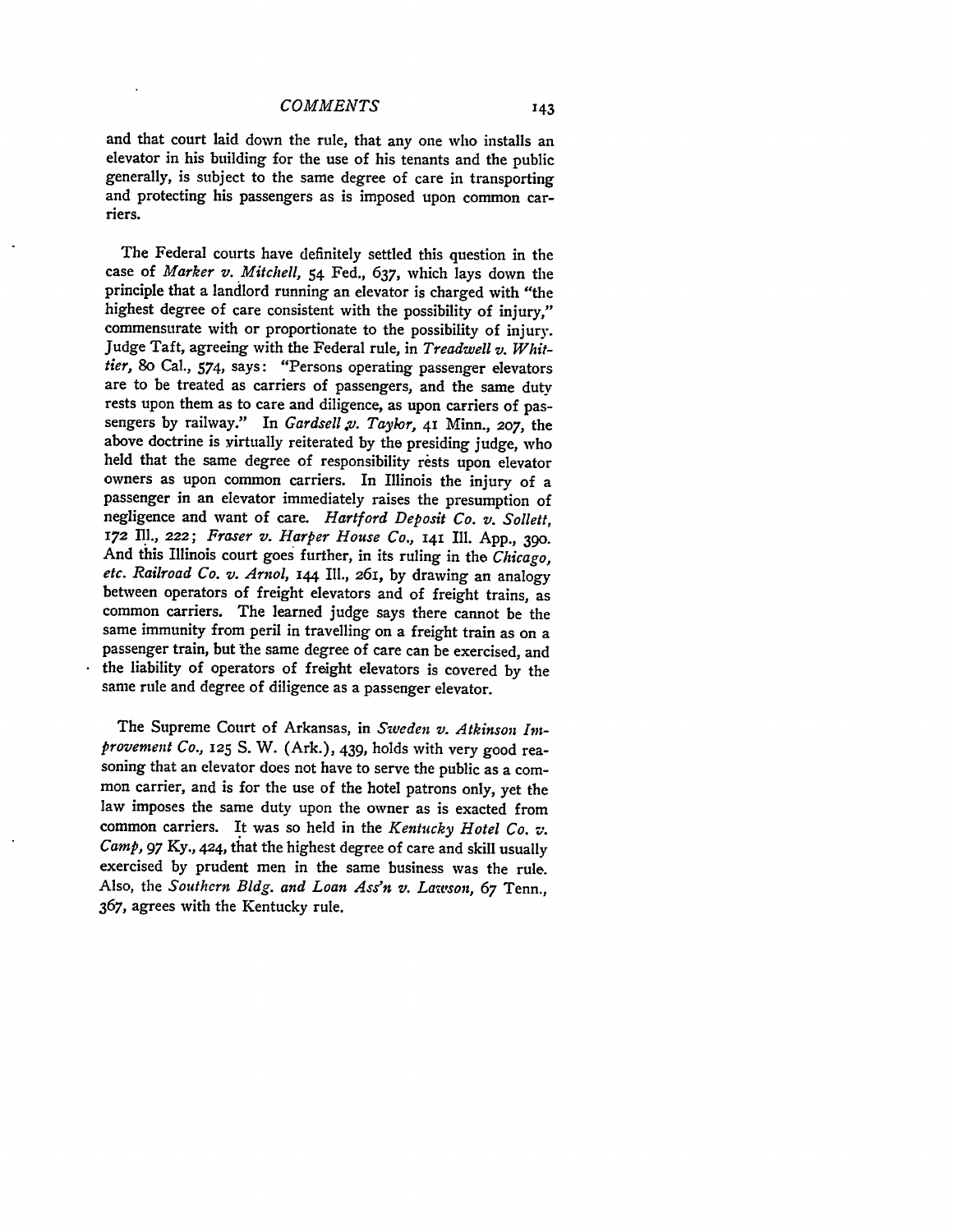and that court laid down the rule, that any one who installs an elevator in his building for the use of his tenants and the public generally, is subject to the same degree of care in transporting and protecting his passengers as is imposed upon common carriers.

The Federal courts have definitely settled this question in the case of *Marker v. Mitchell*, 54 Fed., 637, which lays down the principle that a landlord running an elevator is charged with "the highest degree of care consistent with the possibility of injury," commensurate with or proportionate to the possibility of injury. Judge Taft, agreeing with the Federal rule, in *Treadwell v. Whittier*, 80 Cal., 574, says: "Persons operating passenger elevators are to be treated as carriers of passengers, and the same duty rests upon them as to care and diligence, as upon carriers of passengers by railway." In *Gardsell v. Taylor*, 41 Minn., 207, the above doctrine is virtually reiterated by the presiding judge, who held that the same degree of responsibility rests upon elevator owners as upon common carriers. In Illinois the injury of a passenger in an elevator immediately raises the presumption of negligence and want of care. *Hartford Deposit Co. v. Sollett*, 172 Ill., 222; *Fraser v. Harper House Co.*, 141 Ill. App., 390. And this Illinois court goes further, in its ruling in the *Chicago, etc. Railroad Co. v. Arnol*, 144 Ill., 261, by drawing an analogy between operators of freight elevators and of freight trains, as common carriers. The learned judge says there cannot be the same immunity from peril in travelling on a freight train as on a passenger train, but the same degree of care can be exercised, and the liability of operators of freight elevators is covered by the same rule and degree of diligence as a passenger elevator.

The Supreme Court of Arkansas, in *Sweden v. Atkinson Improvement Co.*, 125 S. W. (Ark.), 439, holds with very good reasoning that an elevator does not have to serve the public as a common carrier, and is for the use of the hotel patrons only, yet the law imposes the same duty upon the owner as is exacted from common carriers. It was so held in the *Kentucky Hotel Co. v. Camp*, 97 Ky., 424, that the highest degree of care and skill usually exercised by prudent men in the same business was the rule. Also, the *Southern Bldg. and Loan Ass'n v. Lawson*, 67 Tenn., 367, agrees with the Kentucky rule.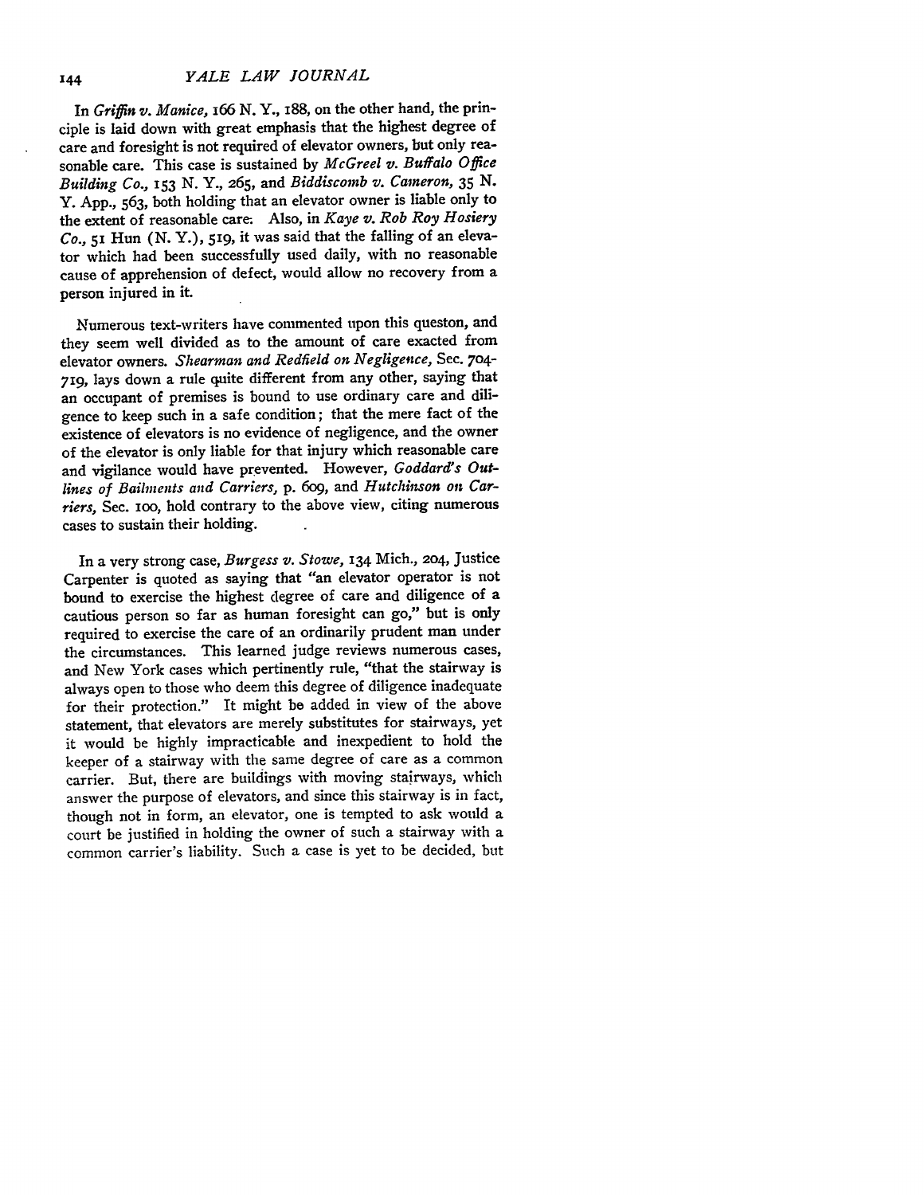In *Griffin v. Manice,* 166 N. Y., 188, on the other hand, the principle is laid down with great emphasis that the highest degree of care and foresight is not required of elevator owners, but only reasonable care. This case is sustained by *McGreel v. Buffalo Office Building Co.,* 153 N. Y., 265, and *Biddiscomb v. Cameron,* 35 N. Y. App., 563, both holding that an elevator owner is liable only to the extent of reasonable care. Also, in *Kaye v. Rob Roy Hosiery Co.,* 51 Hun (N. Y.), 519, it was said that the falling of an elevator which had been successfully used daily, with no reasonable cause of apprehension of defect, would allow no recovery from a person injured in it.

Numerous text-writers have commented upon this queston, and they seem well divided as to the amount of care exacted from elevator owners. *Shearman and Redfield on Negligence,* Sec. 704-719, lays down a rule quite different from any other, saying that an occupant of premises is bound to use ordinary care and diligence to keep such in a safe condition; that the mere fact of the existence of elevators is no evidence of negligence, and the owner of the elevator is only liable for that injury which reasonable care and vigilance would have prevented. However, *Goddard's Outlines of Bailments and Carriers,* p. 609, and *Hutchinson on Carriers,* Sec. 100, hold contrary to the above view, citing numerous cases to sustain their holding.

In a very strong case, *Burgess v. Stowe,* 134 Mich., 204, Justice Carpenter is quoted as saying that "an elevator operator is not bound to exercise the highest degree of care and diligence of a cautious person so far as human foresight can go," but is only required to exercise the care of an ordinarily prudent man under the circumstances. This learned judge reviews numerous cases, and New York cases which pertinently rule, "that the stairway is always open to those who deem this degree of diligence inadequate for their protection." It might be added in view of the above statement, that elevators are merely substitutes for stairways, yet it would be highly impracticable and inexpedient to hold the keeper of a stairway with the same degree of care as a common carrier. But, there are buildings with moving stairways, which answer the purpose of elevators, and since this stairway is in fact, though not in form, an elevator, one is tempted to ask would a court be justified in holding the owner of such a stairway with a common carrier's liability. Such a case is yet to be decided, but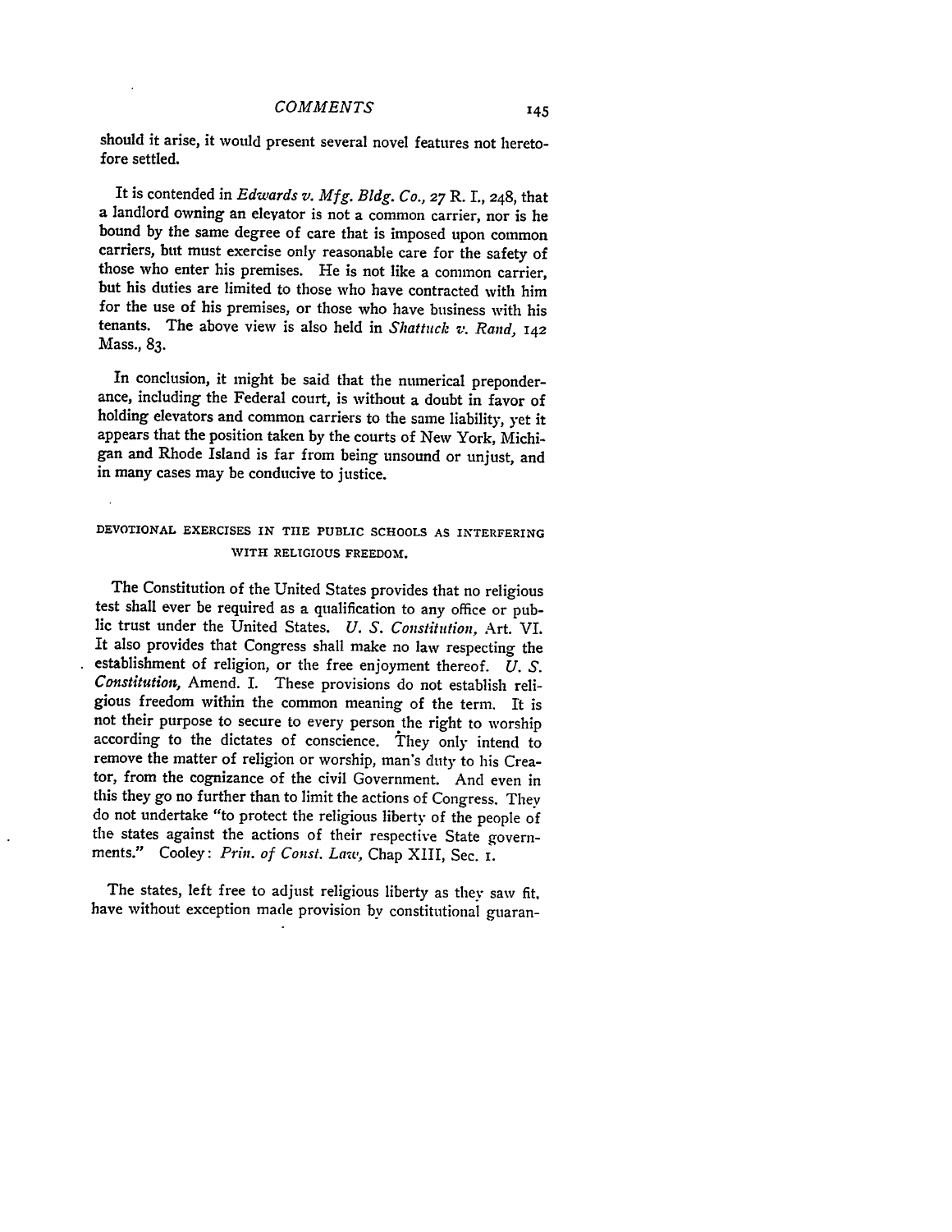should it arise, it would present several novel features not heretofore settled.

It is contended in *Edwards v. Mfg. Bldg. Co.*, 27 R. I., 248, that a landlord owning an elevator is not a common carrier, nor is he bound by the same degree of care that is imposed upon common carriers, but must exercise only reasonable care for the safety of those who enter his premises. He is not like a common carrier, but his duties are limited to those who have contracted with him for the use of his premises, or those who have business with his tenants. The above view is also held in *Shattuck v. Rand*, 142 Mass., 83.

In conclusion, it might be said that the numerical preponderance, including the Federal court, is without a doubt in favor of holding elevators and common carriers to the same liability, yet it appears that the position taken by the courts of New York, Michigan and Rhode Island is far from being unsound or unjust, and in many cases may be conducive to justice.

## DEVOTIONAL EXERCISES IN THE PUBLIC SCHOOLS AS INTERFERING WITH RELIGIOUS FREEDOM.

The Constitution of the United States provides that no religious test shall ever be required as a qualification to any office or public trust under the United States. *U. S. Constitution*, Art. VI. It also provides that Congress shall make no law respecting the establishment of religion, or the free enjoyment thereof. *U. S. Constitution*, Amend. I. These provisions do not establish religious freedom within the common meaning of the term. It is not their purpose to secure to every person the right to worship according to the dictates of conscience. They only intend to remove the matter of religion or worship, man's duty to his Creator, from the cognizance of the civil Government. And even in this they go no further than to limit the actions of Congress. They do not undertake "to protect the religious liberty of the people of the states against the actions of their respective State governments." Cooley: *Prin. of Const. Law*, Chap XIII, Sec. 1.

The states, left free to adjust religious liberty as they saw fit, have without exception made provision by constitutional guaran-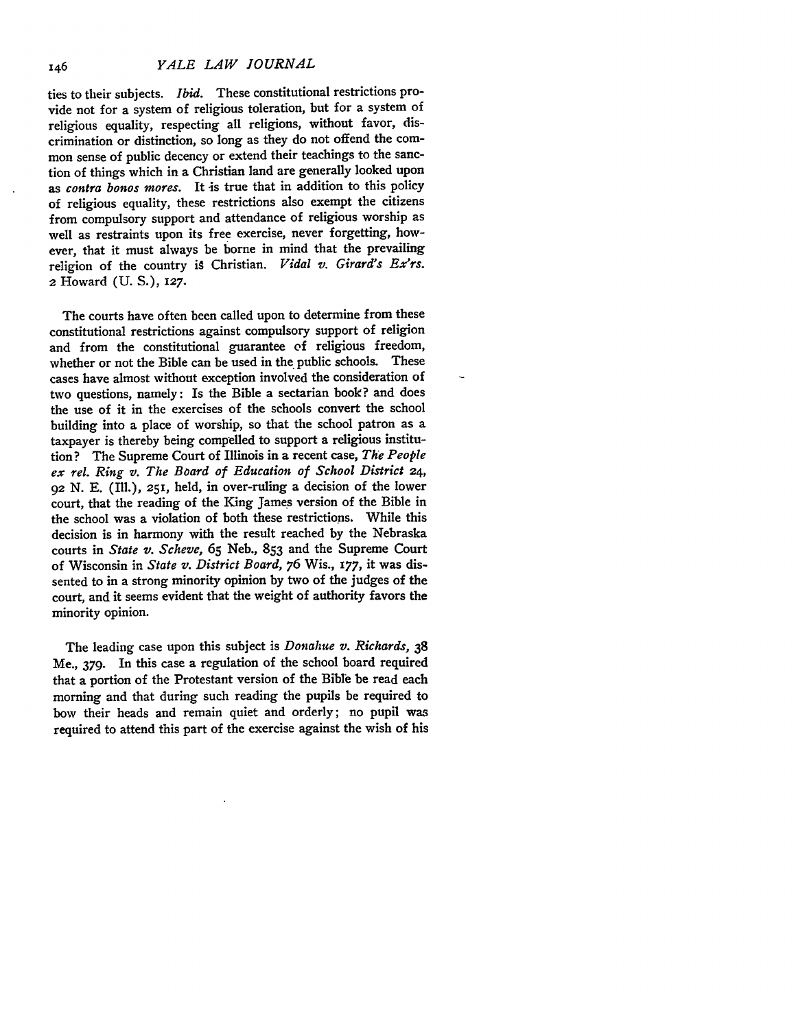ties to their subjects. *Ibid.* These constitutional restrictions provide not for a system of religious toleration, but for a system of religious equality, respecting all religions, without favor, discrimination or distinction, so long as they do not offend the common sense of public decency or extend their teachings to the sanction of things which in a Christian land are generally looked upon as *contra bonos mores.* It is true that in addition to this policy of religious equality, these restrictions also exempt the citizens from compulsory support and attendance of religious worship as well as restraints upon its free exercise, never forgetting, however, that it must always be borne in mind that the prevailing religion of the country is Christian. *Vidal v. Girard's Ex'rs.* 2 Howard (U. S.), 127.

The courts have often been called upon to determine from these constitutional restrictions against compulsory support of religion and from the constitutional guarantee of religious freedom, whether or not the Bible can be used in the public schools. These cases have almost without exception involved the consideration of two questions, namely: Is the Bible a sectarian book? and does the use of it in the exercises of the schools convert the school building into a place of worship, so that the school patron as a taxpayer is thereby being compelled to support a religious institution? The Supreme Court of Illinois in a recent case, *The People ex rel. Ring v. The Board of Education of School District 24,* 92 N. E. (Ill.), 251, held, in over-ruling a decision of the lower court, that the reading of the King James version of the Bible in the school was a violation of both these restrictions. While this decision is in harmony with the result reached by the Nebraska courts in *State v. Scheve,* 65 Neb., 853 and the Supreme Court of Wisconsin in *State v. District Board,* 76 Wis., 177, it was dissented to in a strong minority opinion by two of the judges of the court, and it seems evident that the weight of authority favors the minority opinion.

The leading case upon this subject is *Donahue v. Richards,* 38 Me., 379. In this case a regulation of the school board required that a portion of the Protestant version of the Bible be read each morning and that during such reading the pupils be required to bow their heads and remain quiet and orderly; no pupil was required to attend this part of the exercise against the wish of his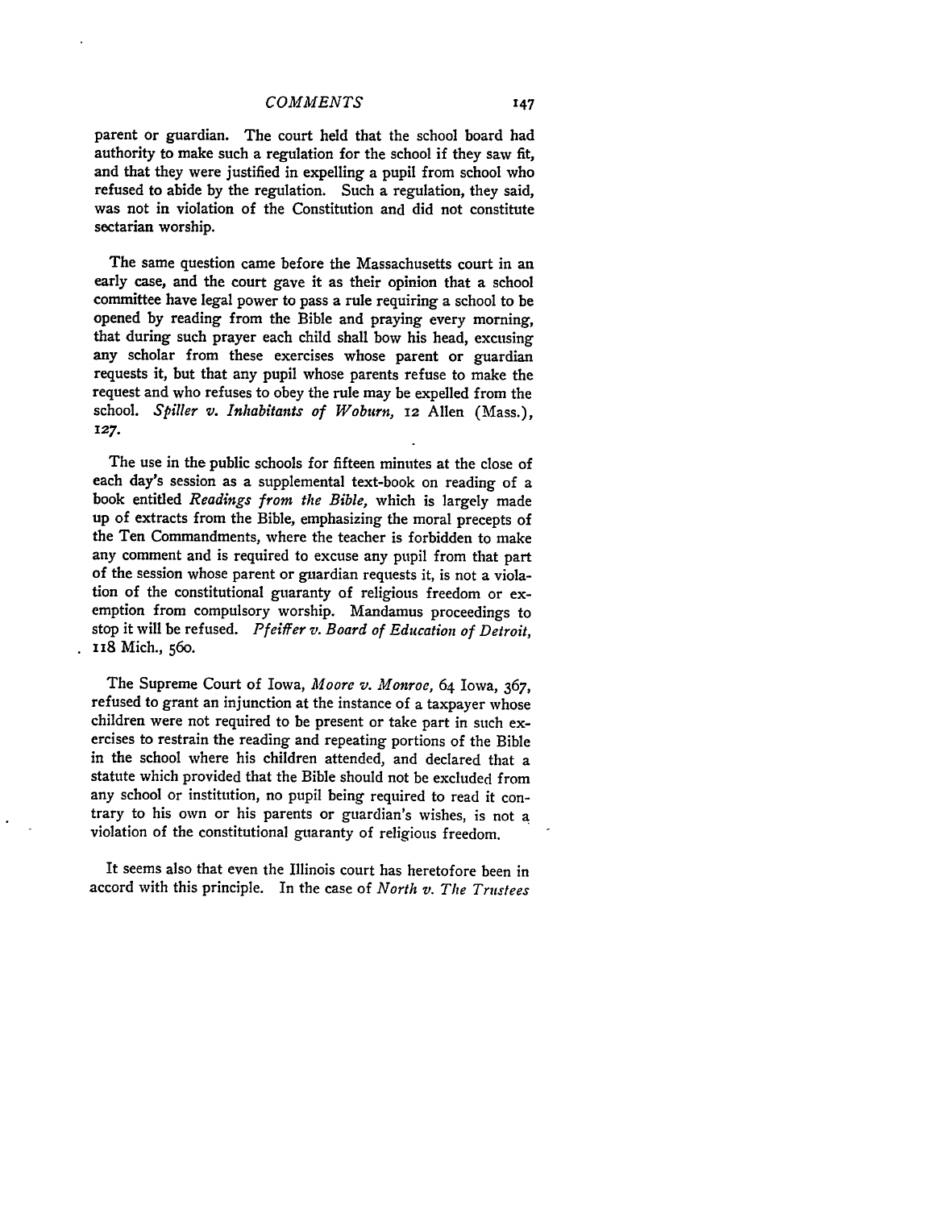parent or guardian. The court held that the school board had authority to make such a regulation for the school if they saw fit, and that they were justified in expelling a pupil from school who refused to abide by the regulation. Such a regulation, they said, was not in violation of the Constitution and did not constitute sectarian worship.

The same question came before the Massachusetts court in an early case, and the court gave it as their opinion that a school committee have legal power to pass a rule requiring a school to be opened by reading from the Bible and praying every morning, that during such prayer each child shall bow his head, excusing any scholar from these exercises whose parent or guardian requests it, but that any pupil whose parents refuse to make the request and who refuses to obey the rule may be expelled from the school. *Spiller v. Inhabitants of Woburn,* 12 Allen (Mass.), 127.

The use in the public schools for fifteen minutes at the close of each day's session as a supplemental text-book on reading of a book entitled *Readings from the Bible,* which is largely made up of extracts from the Bible, emphasizing the moral precepts of the Ten Commandments, where the teacher is forbidden to make any comment and is required to excuse any pupil from that part of the session whose parent or guardian requests it, is not a violation of the constitutional guaranty of religious freedom or exemption from compulsory worship. Mandamus proceedings to stop it will be refused. *Pfeiffer v. Board of Education of Detroit,* 118 Mich., 560.

The Supreme Court of Iowa, *Moore v. Monroe,* 64 Iowa, 367, refused to grant an injunction at the instance of a taxpayer whose children were not required to be present or take part in such exercises to restrain the reading and repeating portions of the Bible in the school where his children attended, and declared that a statute which provided that the Bible should not be excluded from any school or institution, no pupil being required to read it contrary to his own or his parents or guardian's wishes, is not a violation of the constitutional guaranty of religious freedom.

It seems also that even the Illinois court has heretofore been in accord with this principle. In the case of *North v. The Trustees*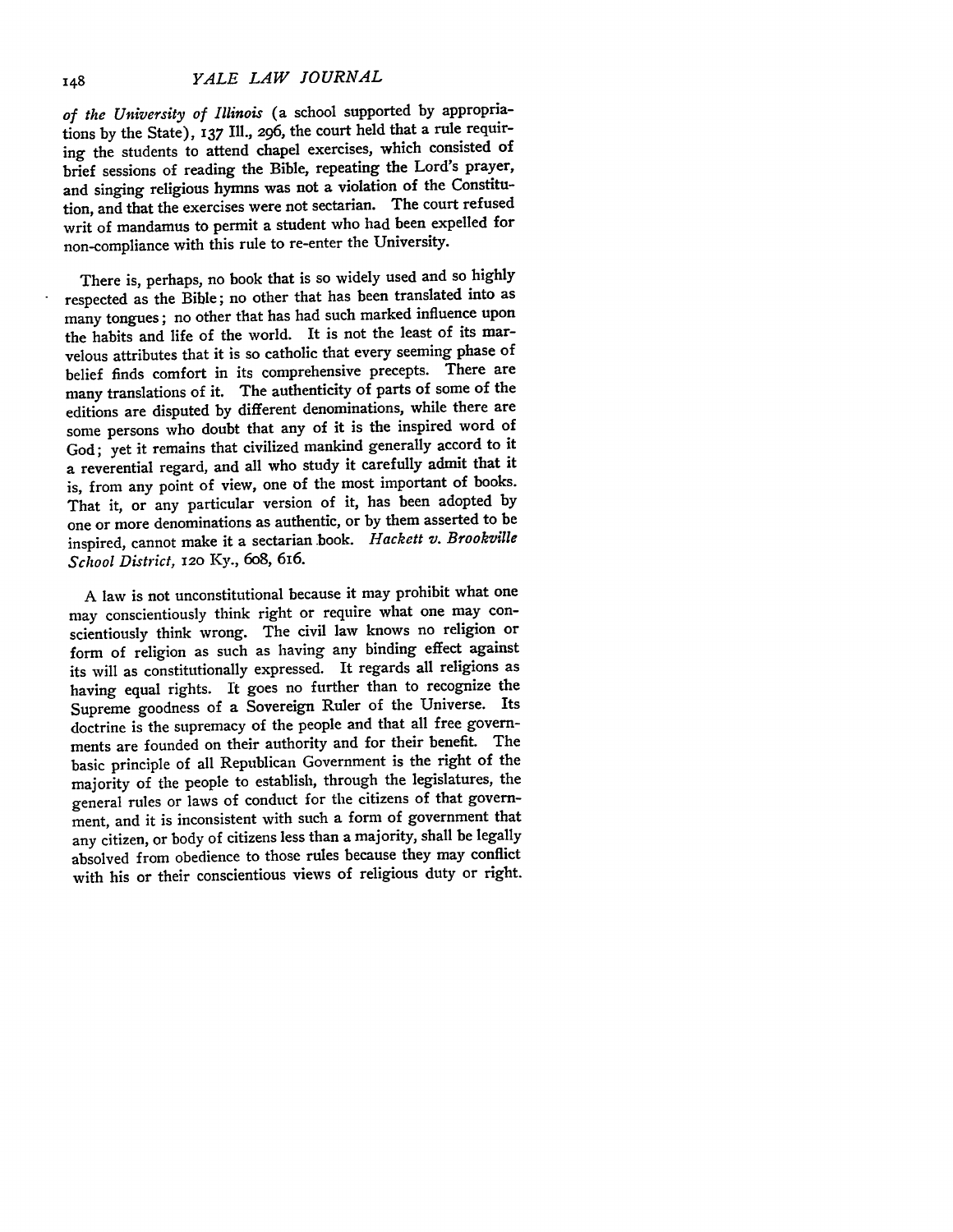*of the University of Illinois* (a school supported by appropriations by the State), 137 Ill., 296, the court held that a rule requiring the students to attend chapel exercises, which consisted of brief sessions of reading the Bible, repeating the Lord's prayer, and singing religious hymns was not a violation of the Constitution, and that the exercises were not sectarian. The court refused writ of mandamus to permit a student who had been expelled for non-compliance with this rule to re-enter the University.

There is, perhaps, no book that is so widely used and so highly respected as the Bible; no other that has been translated into as many tongues; no other that has had such marked influence upon the habits and life of the world. It is not the least of its marvelous attributes that it is so catholic that every seeming phase of belief finds comfort in its comprehensive precepts. There are many translations of it. The authenticity of parts of some of the editions are disputed by different denominations, while there are some persons who doubt that any of it is the inspired word of God; yet it remains that civilized mankind generally accord to it a reverential regard, and all who study it carefully admit that it is, from any point of view, one of the most important of books. That it, or any particular version of it, has been adopted by one or more denominations as authentic, or by them asserted to be inspired, cannot make it a sectarian book. *Hackett v. Brookville School District,* 120 Ky., 608, 616.

A law is not unconstitutional because it may prohibit what one may conscientiously think right or require what one may conscientiously think wrong. The civil law knows no religion or form of religion as such as having any binding effect against its will as constitutionally expressed. It regards all religions as having equal rights. It goes no further than to recognize the Supreme goodness of a Sovereign Ruler of the Universe. Its doctrine is the supremacy of the people and that all free governments are founded on their authority and for their benefit. The basic principle of all Republican Government is the right of the majority of the people to establish, through the legislatures, the general rules or laws of conduct for the citizens of that government, and it is inconsistent with such a form of government that any citizen, or body of citizens less than a majority, shall be legally absolved from obedience to those rules because they may conflict with his or their conscientious views of religious duty or right.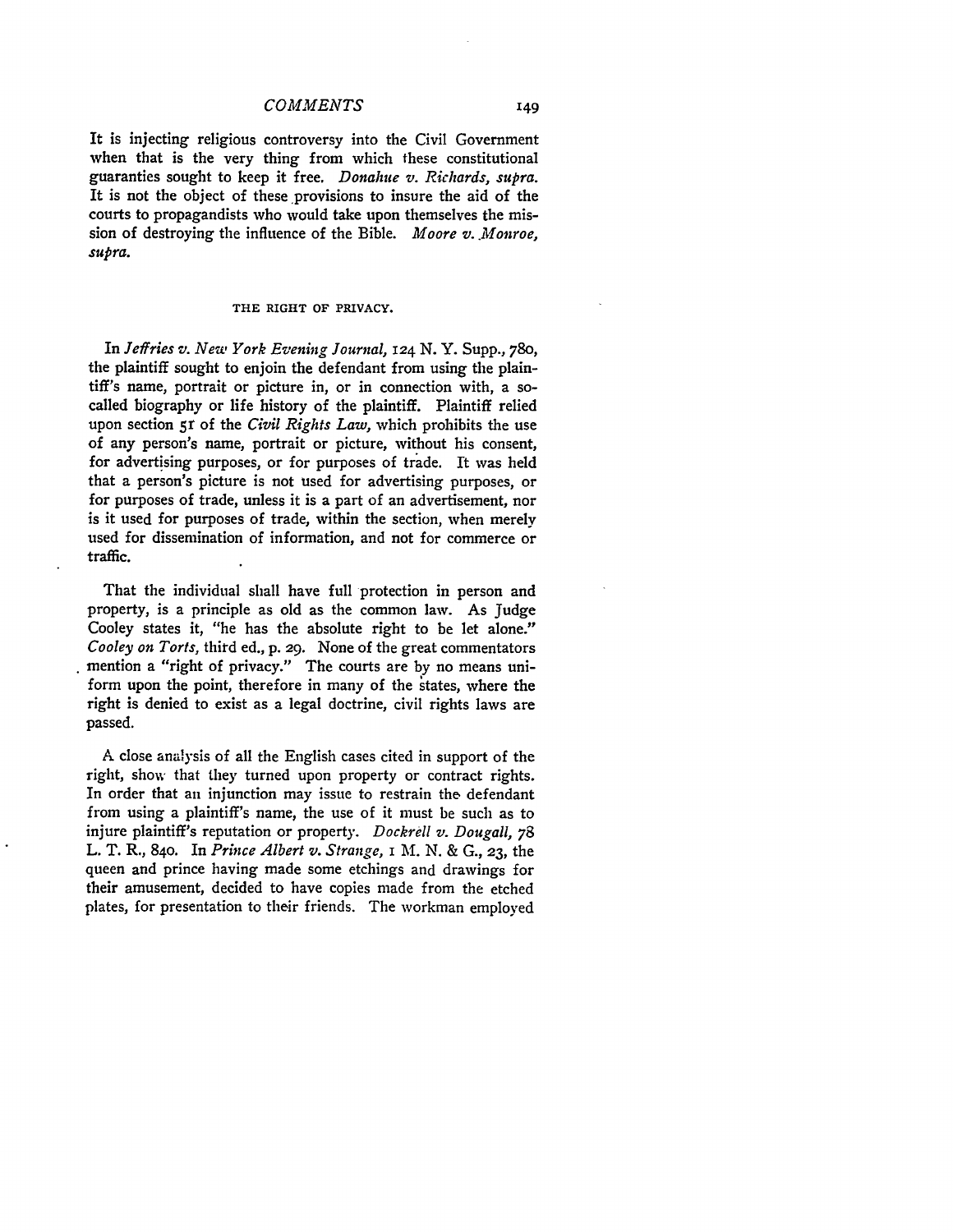It is injecting religious controversy into the Civil Government when that is the very thing from which these constitutional guaranties sought to keep it free. *Donahue v. Richards, supra.* It is not the object of these provisions to insure the aid of the courts to propagandists who would take upon themselves the mission of destroying the influence of the Bible. *Moore v. Monroe, supra.*

## THE RIGHT OF PRIVACY.

In *Jeffries v. New York Evening Journal,* 124 N. Y. Supp., 780, the plaintiff sought to enjoin the defendant from using the plaintiff's name, portrait or picture in, or in connection with, a so-called biography or life history of the plaintiff. Plaintiff relied upon section 51 of the *Civil Rights Law,* which prohibits the use of any person's name, portrait or picture, without his consent, for advertising purposes, or for purposes of trade. It was held that a person's picture is not used for advertising purposes, or for purposes of trade, unless it is a part of an advertisement, nor is it used for purposes of trade, within the section, when merely used for dissemination of information, and not for commerce or traffic.

That the individual shall have full protection in person and property, is a principle as old as the common law. As Judge Cooley states it, "he has the absolute right to be let alone." *Cooley on Torts,* third ed., p. 29. None of the great commentators mention a "right of privacy." The courts are by no means uniform upon the point, therefore in many of the states, where the right is denied to exist as a legal doctrine, civil rights laws are passed.

A close analysis of all the English cases cited in support of the right, show that they turned upon property or contract rights. In order that an injunction may issue to restrain the defendant from using a plaintiff's name, the use of it must be such as to injure plaintiff's reputation or property. *Dockrell v. Dougall,* 78 L. T. R., 840. In *Prince Albert v. Strange,* 1 M. N. & G., 23, the queen and prince having made some etchings and drawings for their amusement, decided to have copies made from the etched plates, for presentation to their friends. The workman employed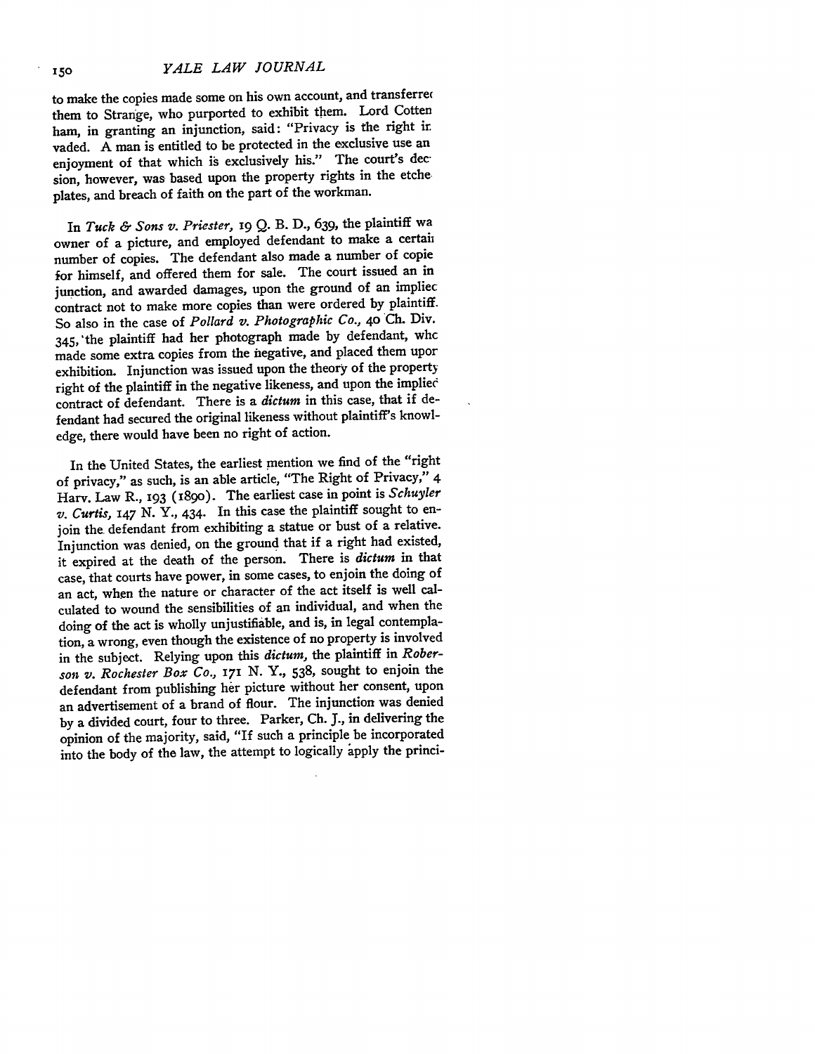to make the copies made some on his own account, and transferred them to Strange, who purported to exhibit them. Lord Cottenham, in granting an injunction, said: "Privacy is the right invaded. A man is entitled to be protected in the exclusive use and enjoyment of that which is exclusively his." The court's decision, however, was based upon the property rights in the etched plates, and breach of faith on the part of the workman.

In *Tuck & Sons v. Priester,* 19 Q. B. D., 639, the plaintiff was owner of a picture, and employed defendant to make a certain number of copies. The defendant also made a number of copies for himself, and offered them for sale. The court issued an injunction, and awarded damages, upon the ground of an implied contract not to make more copies than were ordered by plaintiff. So also in the case of *Pollard v. Photographic Co.,* 40 Ch. Div. 345, the plaintiff had her photograph made by defendant, who made some extra copies from the negative, and placed them upon exhibition. Injunction was issued upon the theory of the property right of the plaintiff in the negative likeness, and upon the implied contract of defendant. There is a *dictum* in this case, that if defendant had secured the original likeness without plaintiff's knowledge, there would have been no right of action.

In the United States, the earliest mention we find of the "right of privacy," as such, is an able article, "The Right of Privacy," 4 Harv. Law R., 193 (1890). The earliest case in point is *Schuyler v. Curtis,* 147 N. Y., 434. In this case the plaintiff sought to enjoin the defendant from exhibiting a statue or bust of a relative. Injunction was denied, on the ground that if a right had existed, it expired at the death of the person. There is *dictum* in that case, that courts have power, in some cases, to enjoin the doing of an act, when the nature or character of the act itself is well calculated to wound the sensibilities of an individual, and when the doing of the act is wholly unjustifiable, and is, in legal contemplation, a wrong, even though the existence of no property is involved in the subject. Relying upon this *dictum,* the plaintiff in *Roberson v. Rochester Box Co.,* 171 N. Y., 538, sought to enjoin the defendant from publishing her picture without her consent, upon an advertisement of a brand of flour. The injunction was denied by a divided court, four to three. Parker, Ch. J., in delivering the opinion of the majority, said, "If such a principle be incorporated into the body of the law, the attempt to logically apply the princi-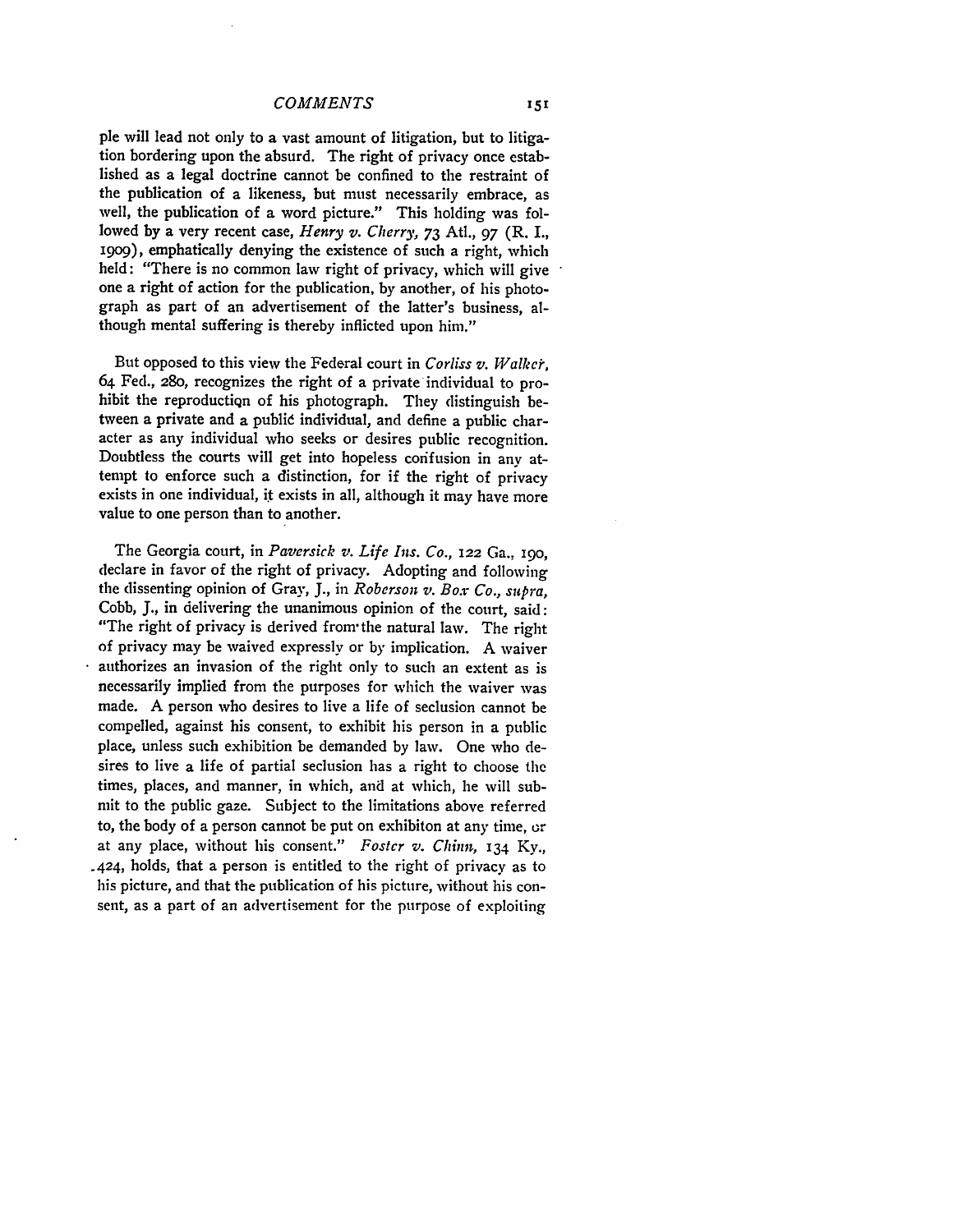ple will lead not only to a vast amount of litigation, but to litigation bordering upon the absurd. The right of privacy once established as a legal doctrine cannot be confined to the restraint of the publication of a likeness, but must necessarily embrace, as well, the publication of a word picture." This holding was followed by a very recent case, *Henry v. Cherry,* 73 Atl., 97 (R. I., 1909), emphatically denying the existence of such a right, which held: "There is no common law right of privacy, which will give one a right of action for the publication, by another, of his photograph as part of an advertisement of the latter's business, although mental suffering is thereby inflicted upon him."

But opposed to this view the Federal court in *Corliss v. Walker,* 64 Fed., 280, recognizes the right of a private individual to prohibit the reproduction of his photograph. They distinguish between a private and a public individual, and define a public character as any individual who seeks or desires public recognition. Doubtless the courts will get into hopeless confusion in any attempt to enforce such a distinction, for if the right of privacy exists in one individual, it exists in all, although it may have more value to one person than to another.

The Georgia court, in *Paversick v. Life Ins. Co.,* 122 Ga., 190, declare in favor of the right of privacy. Adopting and following the dissenting opinion of Gray, J., in *Roberson v. Box Co., supra,* Cobb, J., in delivering the unanimous opinion of the court, said: "The right of privacy is derived from the natural law. The right of privacy may be waived expressly or by implication. A waiver authorizes an invasion of the right only to such an extent as is necessarily implied from the purposes for which the waiver was made. A person who desires to live a life of seclusion cannot be compelled, against his consent, to exhibit his person in a public place, unless such exhibition be demanded by law. One who desires to live a life of partial seclusion has a right to choose the times, places, and manner, in which, and at which, he will submit to the public gaze. Subject to the limitations above referred to, the body of a person cannot be put on exhibiton at any time, or at any place, without his consent." *Foster v. Chinn,* 134 Ky., 424, holds, that a person is entitled to the right of privacy as to his picture, and that the publication of his picture, without his consent, as a part of an advertisement for the purpose of exploiting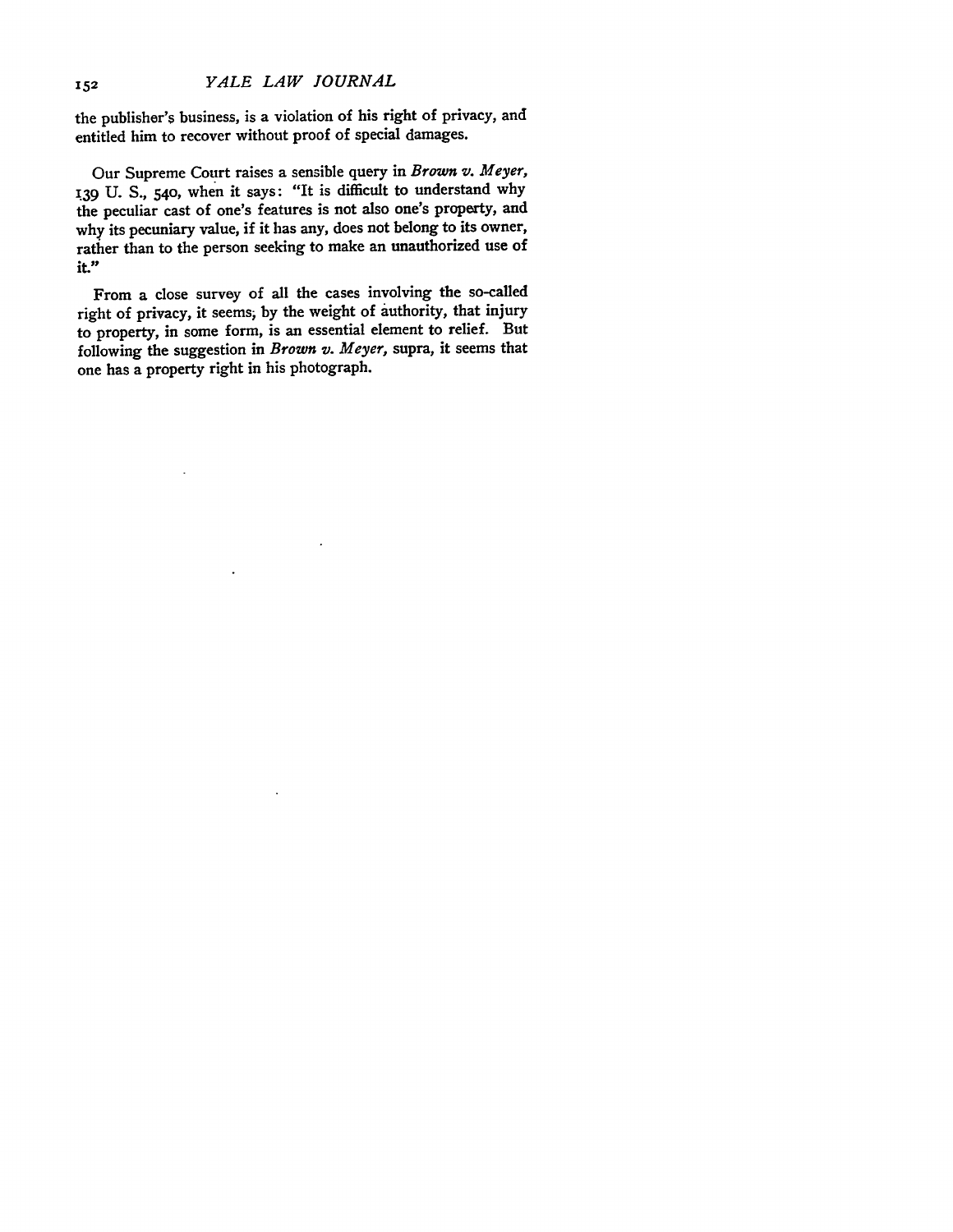the publisher's business, is a violation of his right of privacy, and entitled him to recover without proof of special damages.

Our Supreme Court raises a sensible query in *Brown v. Meyer*, 139 U. S., 540, when it says: "It is difficult to understand why the peculiar cast of one's features is not also one's property, and why its pecuniary value, if it has any, does not belong to its owner, rather than to the person seeking to make an unauthorized use of it."

From a close survey of all the cases involving the so-called right of privacy, it seems, by the weight of authority, that injury to property, in some form, is an essential element to relief. But following the suggestion in *Brown v. Meyer*, supra, it seems that one has a property right in his photograph.